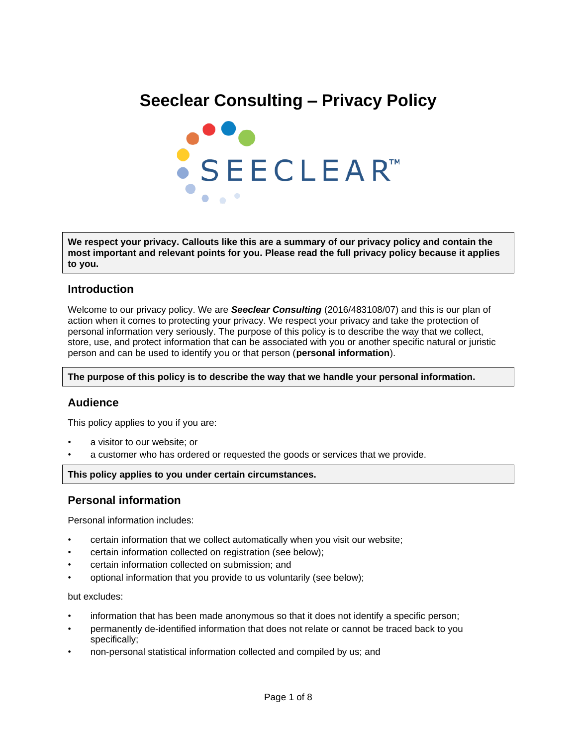# Seeclear Consulting – Privacy Policy

> **We respect your privacy. Callouts like this are a summary of our privacy policy and contain the most important and relevant points for you. Please read the full privacy policy because it applies to you.**

## Introduction

Welcome to our privacy policy. We are ***Seeclear Consulting*** (2016/483108/07) and this is our plan of action when it comes to protecting your privacy. We respect your privacy and take the protection of personal information very seriously. The purpose of this policy is to describe the way that we collect, store, use, and protect information that can be associated with you or another specific natural or juristic person and can be used to identify you or that person (**personal information**).

> **The purpose of this policy is to describe the way that we handle your personal information.**

## Audience

This policy applies to you if you are:

- a visitor to our website; or
- a customer who has ordered or requested the goods or services that we provide.

> **This policy applies to you under certain circumstances.**

## Personal information

Personal information includes:

- certain information that we collect automatically when you visit our website;
- certain information collected on registration (see below);
- certain information collected on submission; and
- optional information that you provide to us voluntarily (see below);

but excludes:

- information that has been made anonymous so that it does not identify a specific person;
- permanently de-identified information that does not relate or cannot be traced back to you specifically;
- non-personal statistical information collected and compiled by us; and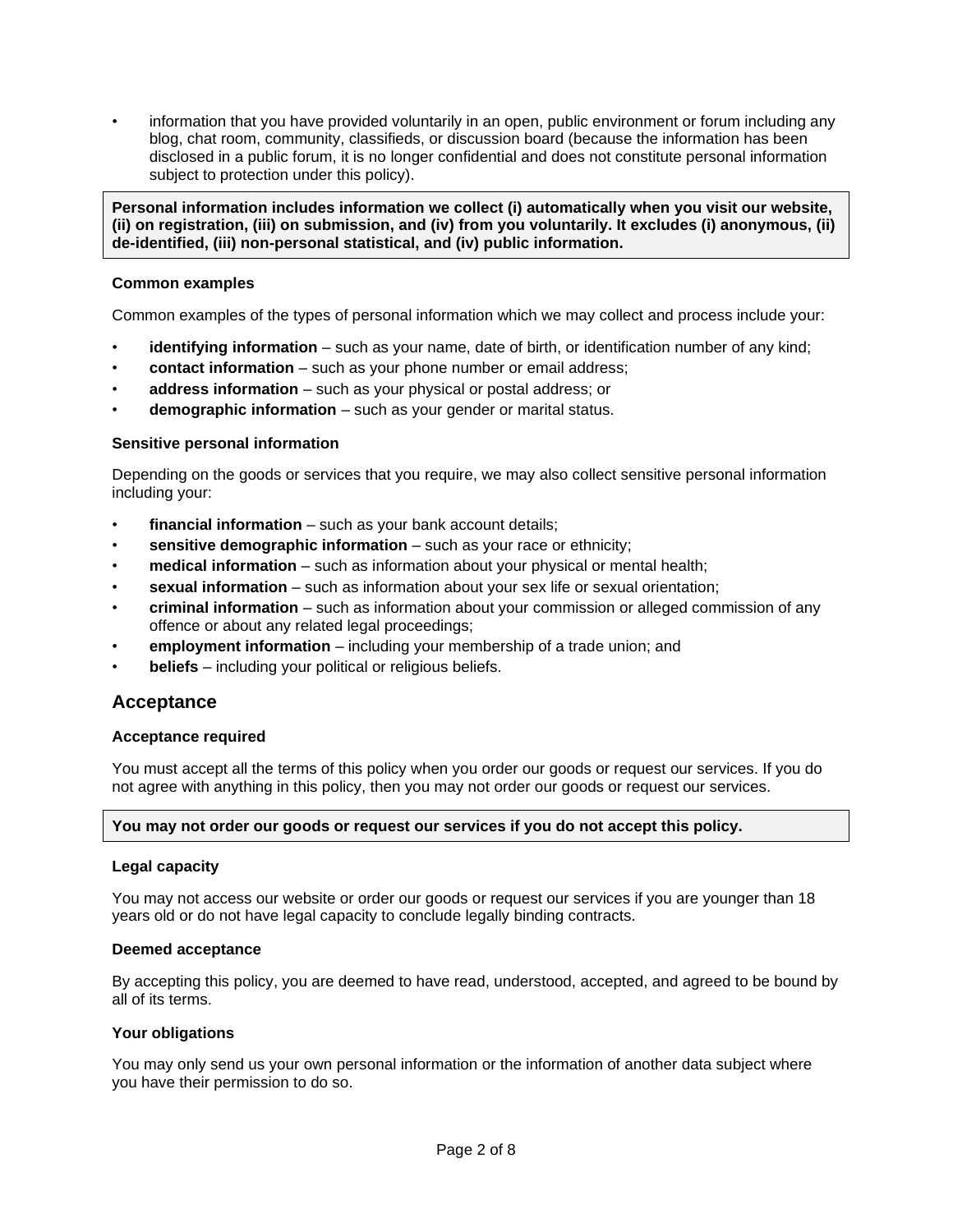- information that you have provided voluntarily in an open, public environment or forum including any blog, chat room, community, classifieds, or discussion board (because the information has been disclosed in a public forum, it is no longer confidential and does not constitute personal information subject to protection under this policy).

> **Personal information includes information we collect (i) automatically when you visit our website, (ii) on registration, (iii) on submission, and (iv) from you voluntarily. It excludes (i) anonymous, (ii) de-identified, (iii) non-personal statistical, and (iv) public information.**

#### Common examples

Common examples of the types of personal information which we may collect and process include your:

- **identifying information** – such as your name, date of birth, or identification number of any kind;
- **contact information** – such as your phone number or email address;
- **address information** – such as your physical or postal address; or
- **demographic information** – such as your gender or marital status.

#### Sensitive personal information

Depending on the goods or services that you require, we may also collect sensitive personal information including your:

- **financial information** – such as your bank account details;
- **sensitive demographic information** – such as your race or ethnicity;
- **medical information** – such as information about your physical or mental health;
- **sexual information** – such as information about your sex life or sexual orientation;
- **criminal information** – such as information about your commission or alleged commission of any offence or about any related legal proceedings;
- **employment information** – including your membership of a trade union; and
- **beliefs** – including your political or religious beliefs.

## Acceptance

#### Acceptance required

You must accept all the terms of this policy when you order our goods or request our services. If you do not agree with anything in this policy, then you may not order our goods or request our services.

> **You may not order our goods or request our services if you do not accept this policy.**

#### Legal capacity

You may not access our website or order our goods or request our services if you are younger than 18 years old or do not have legal capacity to conclude legally binding contracts.

#### Deemed acceptance

By accepting this policy, you are deemed to have read, understood, accepted, and agreed to be bound by all of its terms.

#### Your obligations

You may only send us your own personal information or the information of another data subject where you have their permission to do so.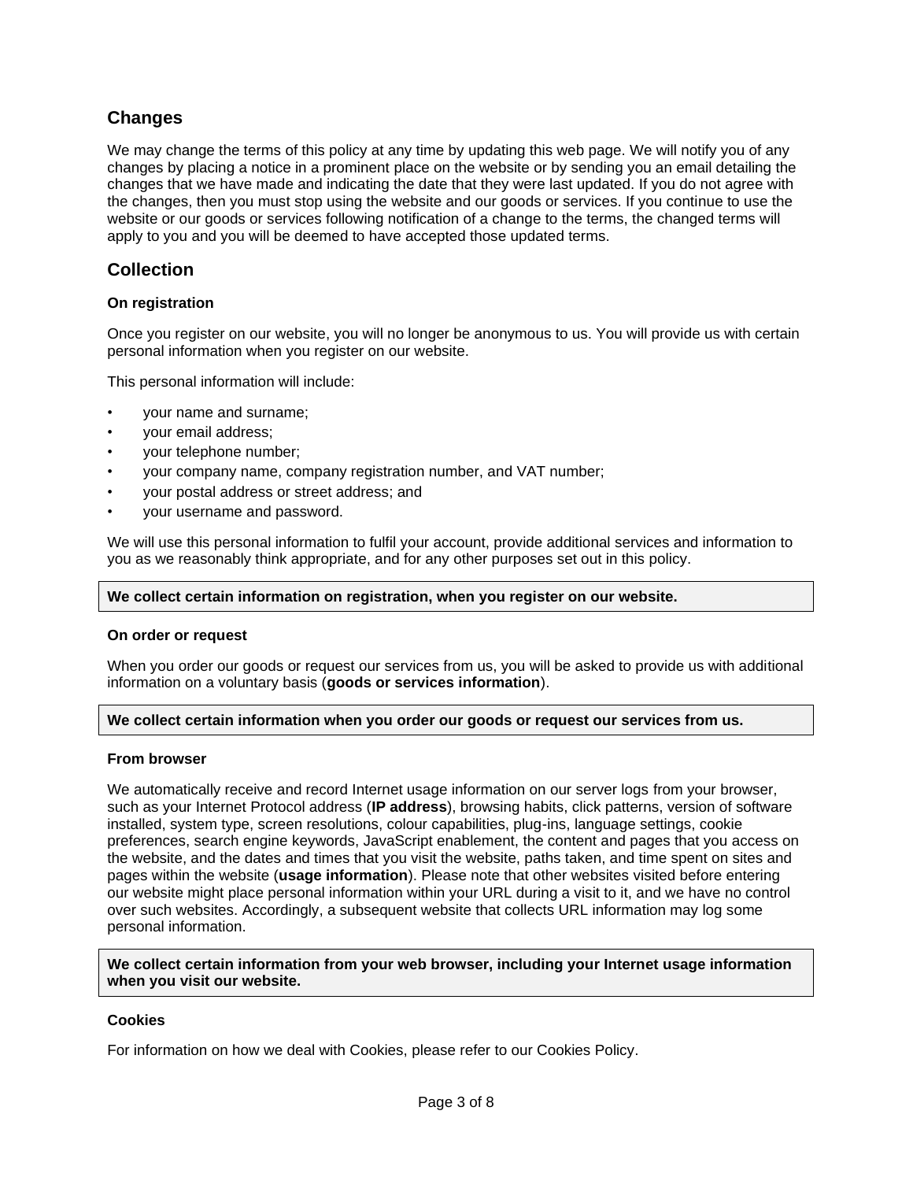## Changes

We may change the terms of this policy at any time by updating this web page. We will notify you of any changes by placing a notice in a prominent place on the website or by sending you an email detailing the changes that we have made and indicating the date that they were last updated. If you do not agree with the changes, then you must stop using the website and our goods or services. If you continue to use the website or our goods or services following notification of a change to the terms, the changed terms will apply to you and you will be deemed to have accepted those updated terms.

## Collection

### On registration

Once you register on our website, you will no longer be anonymous to us. You will provide us with certain personal information when you register on our website.

This personal information will include:

- your name and surname;
- your email address;
- your telephone number;
- your company name, company registration number, and VAT number;
- your postal address or street address; and
- your username and password.

We will use this personal information to fulfil your account, provide additional services and information to you as we reasonably think appropriate, and for any other purposes set out in this policy.

**We collect certain information on registration, when you register on our website.**

### On order or request

When you order our goods or request our services from us, you will be asked to provide us with additional information on a voluntary basis (**goods or services information**).

**We collect certain information when you order our goods or request our services from us.**

### From browser

We automatically receive and record Internet usage information on our server logs from your browser, such as your Internet Protocol address (**IP address**), browsing habits, click patterns, version of software installed, system type, screen resolutions, colour capabilities, plug-ins, language settings, cookie preferences, search engine keywords, JavaScript enablement, the content and pages that you access on the website, and the dates and times that you visit the website, paths taken, and time spent on sites and pages within the website (**usage information**). Please note that other websites visited before entering our website might place personal information within your URL during a visit to it, and we have no control over such websites. Accordingly, a subsequent website that collects URL information may log some personal information.

**We collect certain information from your web browser, including your Internet usage information when you visit our website.**

### Cookies

For information on how we deal with Cookies, please refer to our Cookies Policy.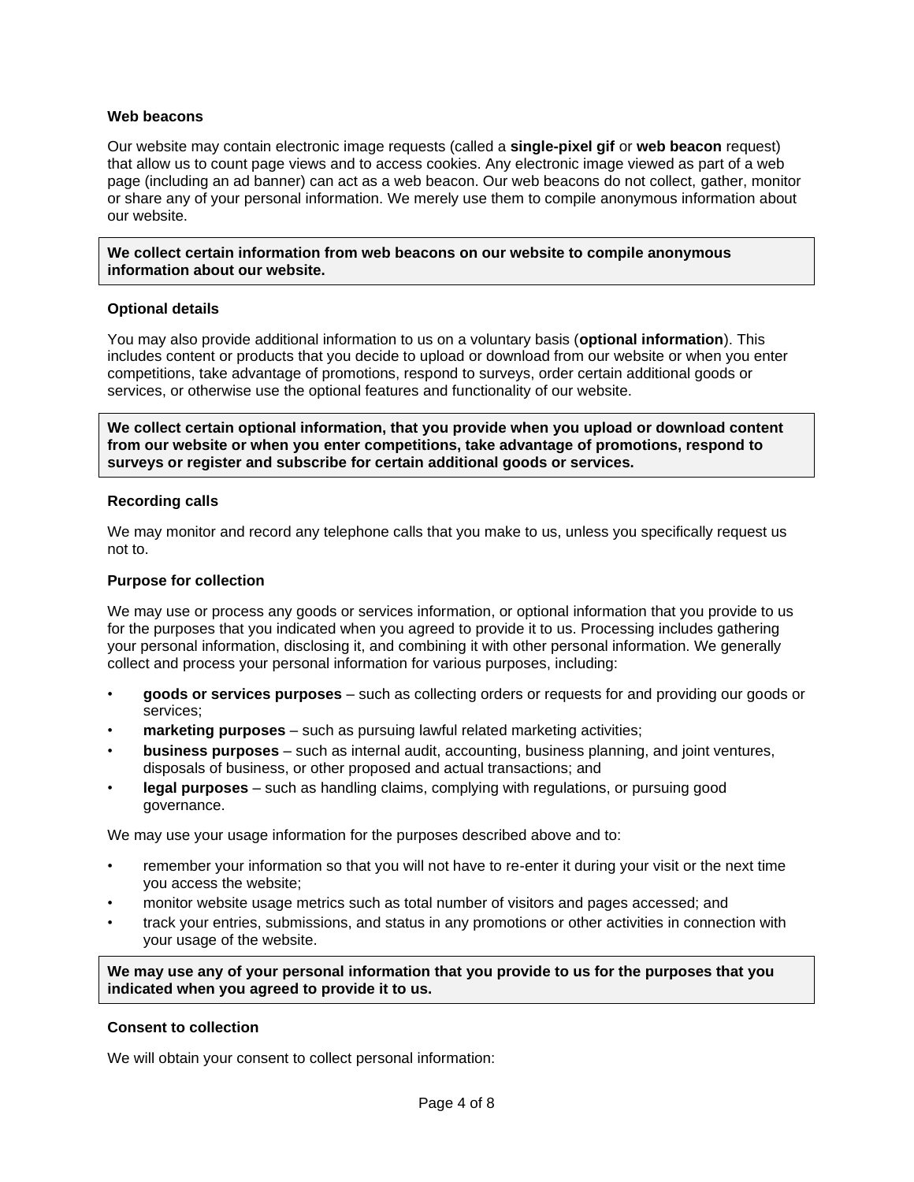### Web beacons

Our website may contain electronic image requests (called a **single-pixel gif** or **web beacon** request) that allow us to count page views and to access cookies. Any electronic image viewed as part of a web page (including an ad banner) can act as a web beacon. Our web beacons do not collect, gather, monitor or share any of your personal information. We merely use them to compile anonymous information about our website.

> **We collect certain information from web beacons on our website to compile anonymous information about our website.**

### Optional details

You may also provide additional information to us on a voluntary basis (**optional information**). This includes content or products that you decide to upload or download from our website or when you enter competitions, take advantage of promotions, respond to surveys, order certain additional goods or services, or otherwise use the optional features and functionality of our website.

> **We collect certain optional information, that you provide when you upload or download content from our website or when you enter competitions, take advantage of promotions, respond to surveys or register and subscribe for certain additional goods or services.**

### Recording calls

We may monitor and record any telephone calls that you make to us, unless you specifically request us not to.

### Purpose for collection

We may use or process any goods or services information, or optional information that you provide to us for the purposes that you indicated when you agreed to provide it to us. Processing includes gathering your personal information, disclosing it, and combining it with other personal information. We generally collect and process your personal information for various purposes, including:

- **goods or services purposes** – such as collecting orders or requests for and providing our goods or services;
- **marketing purposes** – such as pursuing lawful related marketing activities;
- **business purposes** – such as internal audit, accounting, business planning, and joint ventures, disposals of business, or other proposed and actual transactions; and
- **legal purposes** – such as handling claims, complying with regulations, or pursuing good governance.

We may use your usage information for the purposes described above and to:

- remember your information so that you will not have to re-enter it during your visit or the next time you access the website;
- monitor website usage metrics such as total number of visitors and pages accessed; and
- track your entries, submissions, and status in any promotions or other activities in connection with your usage of the website.

> **We may use any of your personal information that you provide to us for the purposes that you indicated when you agreed to provide it to us.**

### Consent to collection

We will obtain your consent to collect personal information: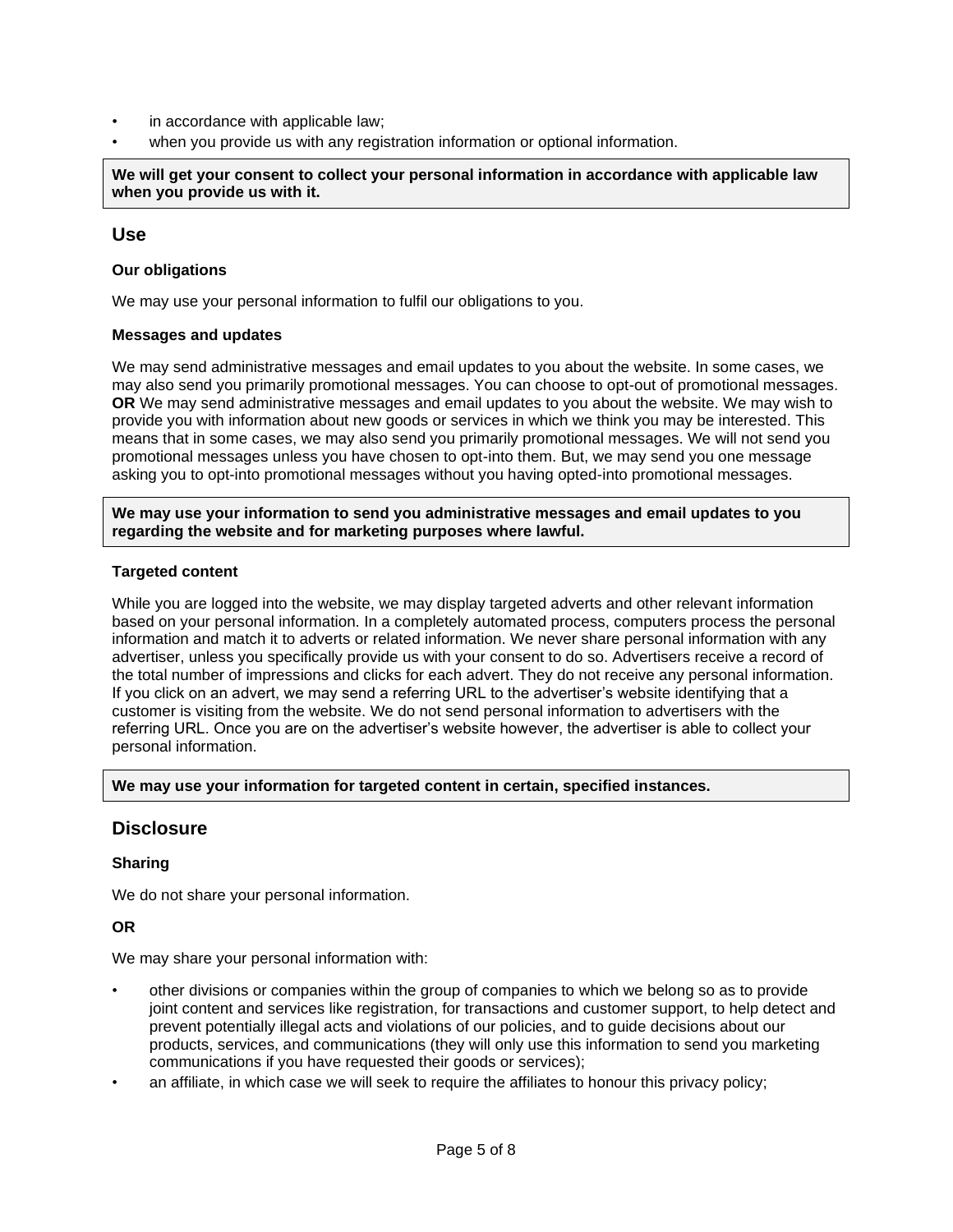- in accordance with applicable law;
- when you provide us with any registration information or optional information.

**We will get your consent to collect your personal information in accordance with applicable law when you provide us with it.**

## Use

### Our obligations

We may use your personal information to fulfil our obligations to you.

### Messages and updates

We may send administrative messages and email updates to you about the website. In some cases, we may also send you primarily promotional messages. You can choose to opt-out of promotional messages. **OR** We may send administrative messages and email updates to you about the website. We may wish to provide you with information about new goods or services in which we think you may be interested. This means that in some cases, we may also send you primarily promotional messages. We will not send you promotional messages unless you have chosen to opt-into them. But, we may send you one message asking you to opt-into promotional messages without you having opted-into promotional messages.

**We may use your information to send you administrative messages and email updates to you regarding the website and for marketing purposes where lawful.**

### Targeted content

While you are logged into the website, we may display targeted adverts and other relevant information based on your personal information. In a completely automated process, computers process the personal information and match it to adverts or related information. We never share personal information with any advertiser, unless you specifically provide us with your consent to do so. Advertisers receive a record of the total number of impressions and clicks for each advert. They do not receive any personal information. If you click on an advert, we may send a referring URL to the advertiser's website identifying that a customer is visiting from the website. We do not send personal information to advertisers with the referring URL. Once you are on the advertiser's website however, the advertiser is able to collect your personal information.

**We may use your information for targeted content in certain, specified instances.**

## Disclosure

### Sharing

We do not share your personal information.

**OR**

We may share your personal information with:

- other divisions or companies within the group of companies to which we belong so as to provide joint content and services like registration, for transactions and customer support, to help detect and prevent potentially illegal acts and violations of our policies, and to guide decisions about our products, services, and communications (they will only use this information to send you marketing communications if you have requested their goods or services);
- an affiliate, in which case we will seek to require the affiliates to honour this privacy policy;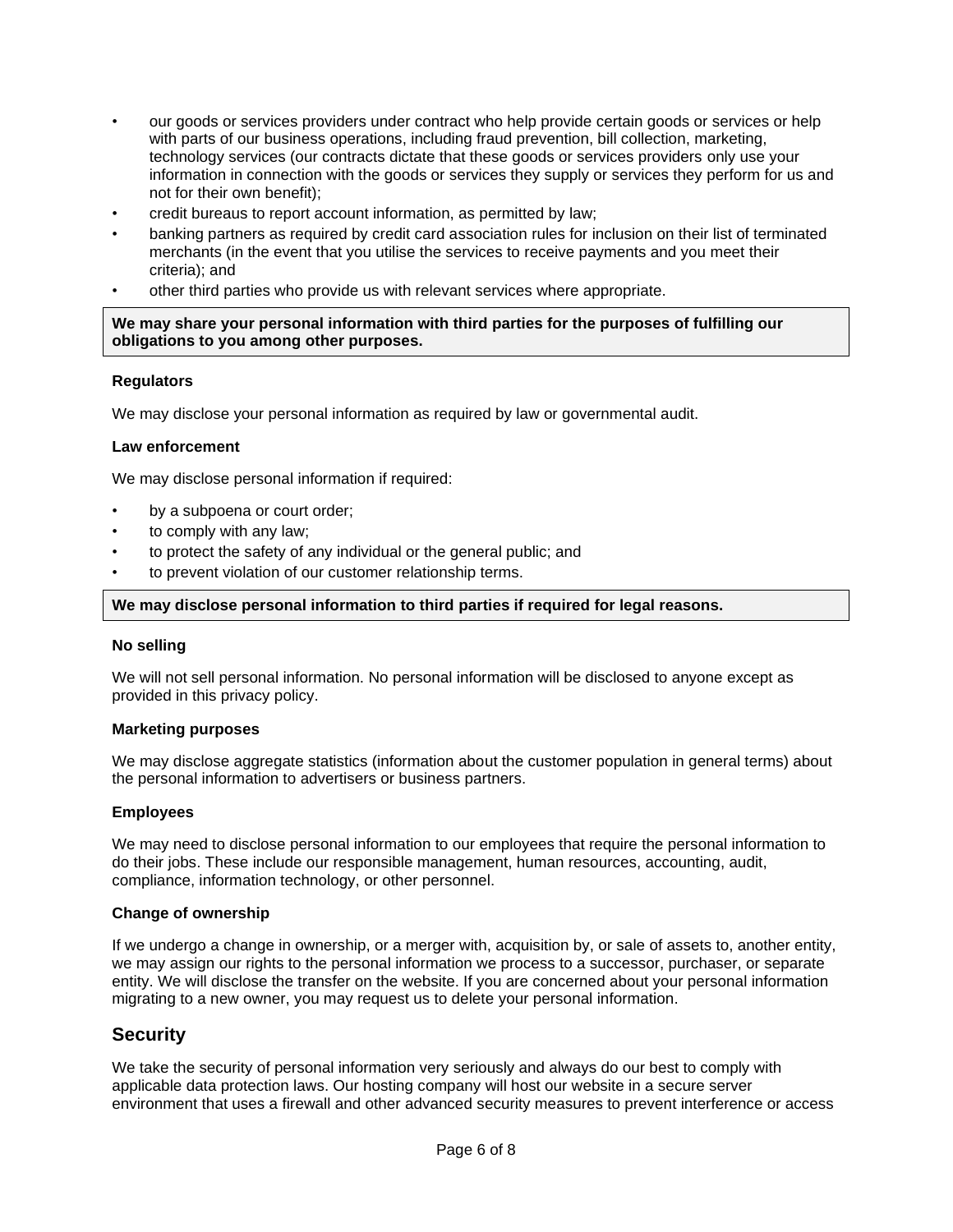- our goods or services providers under contract who help provide certain goods or services or help with parts of our business operations, including fraud prevention, bill collection, marketing, technology services (our contracts dictate that these goods or services providers only use your information in connection with the goods or services they supply or services they perform for us and not for their own benefit);
- credit bureaus to report account information, as permitted by law;
- banking partners as required by credit card association rules for inclusion on their list of terminated merchants (in the event that you utilise the services to receive payments and you meet their criteria); and
- other third parties who provide us with relevant services where appropriate.

**We may share your personal information with third parties for the purposes of fulfilling our obligations to you among other purposes.**

**Regulators**

We may disclose your personal information as required by law or governmental audit.

**Law enforcement**

We may disclose personal information if required:

- by a subpoena or court order;
- to comply with any law;
- to protect the safety of any individual or the general public; and
- to prevent violation of our customer relationship terms.

**We may disclose personal information to third parties if required for legal reasons.**

**No selling**

We will not sell personal information. No personal information will be disclosed to anyone except as provided in this privacy policy.

**Marketing purposes**

We may disclose aggregate statistics (information about the customer population in general terms) about the personal information to advertisers or business partners.

**Employees**

We may need to disclose personal information to our employees that require the personal information to do their jobs. These include our responsible management, human resources, accounting, audit, compliance, information technology, or other personnel.

**Change of ownership**

If we undergo a change in ownership, or a merger with, acquisition by, or sale of assets to, another entity, we may assign our rights to the personal information we process to a successor, purchaser, or separate entity. We will disclose the transfer on the website. If you are concerned about your personal information migrating to a new owner, you may request us to delete your personal information.

## Security

We take the security of personal information very seriously and always do our best to comply with applicable data protection laws. Our hosting company will host our website in a secure server environment that uses a firewall and other advanced security measures to prevent interference or access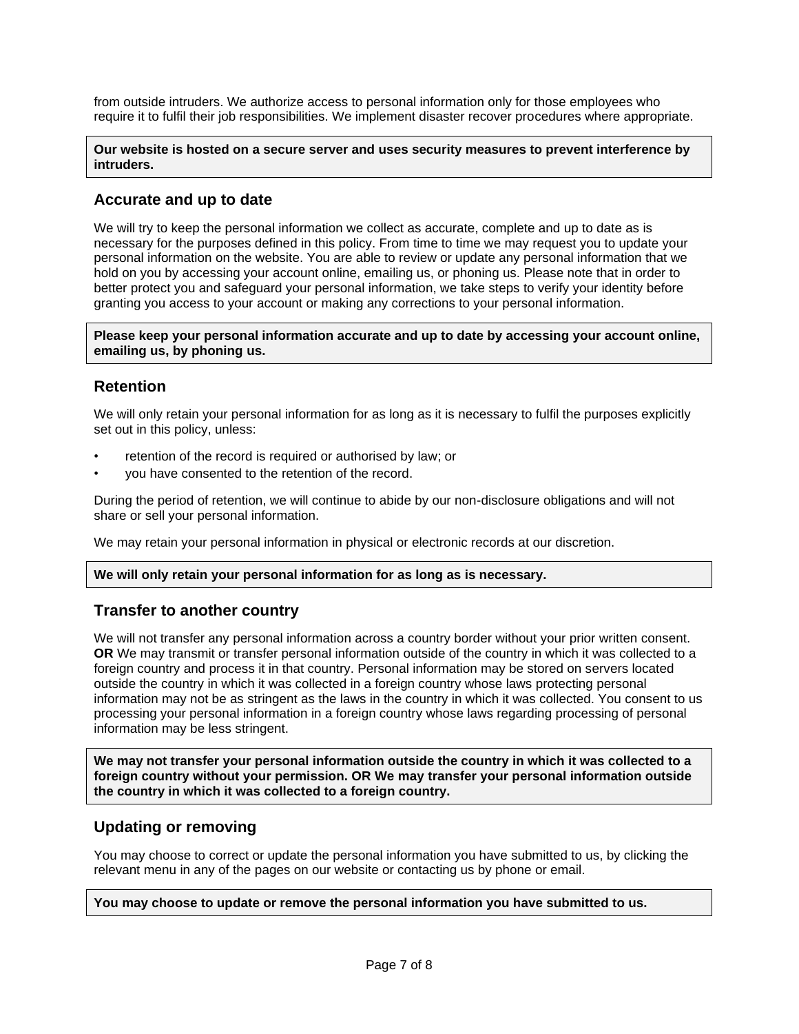from outside intruders. We authorize access to personal information only for those employees who require it to fulfil their job responsibilities. We implement disaster recover procedures where appropriate.

**Our website is hosted on a secure server and uses security measures to prevent interference by intruders.**

## Accurate and up to date

We will try to keep the personal information we collect as accurate, complete and up to date as is necessary for the purposes defined in this policy. From time to time we may request you to update your personal information on the website. You are able to review or update any personal information that we hold on you by accessing your account online, emailing us, or phoning us. Please note that in order to better protect you and safeguard your personal information, we take steps to verify your identity before granting you access to your account or making any corrections to your personal information.

**Please keep your personal information accurate and up to date by accessing your account online, emailing us, by phoning us.**

## Retention

We will only retain your personal information for as long as it is necessary to fulfil the purposes explicitly set out in this policy, unless:

- retention of the record is required or authorised by law; or
- you have consented to the retention of the record.

During the period of retention, we will continue to abide by our non-disclosure obligations and will not share or sell your personal information.

We may retain your personal information in physical or electronic records at our discretion.

**We will only retain your personal information for as long as is necessary.**

## Transfer to another country

We will not transfer any personal information across a country border without your prior written consent. **OR** We may transmit or transfer personal information outside of the country in which it was collected to a foreign country and process it in that country. Personal information may be stored on servers located outside the country in which it was collected in a foreign country whose laws protecting personal information may not be as stringent as the laws in the country in which it was collected. You consent to us processing your personal information in a foreign country whose laws regarding processing of personal information may be less stringent.

**We may not transfer your personal information outside the country in which it was collected to a foreign country without your permission. OR We may transfer your personal information outside the country in which it was collected to a foreign country.**

## Updating or removing

You may choose to correct or update the personal information you have submitted to us, by clicking the relevant menu in any of the pages on our website or contacting us by phone or email.

**You may choose to update or remove the personal information you have submitted to us.**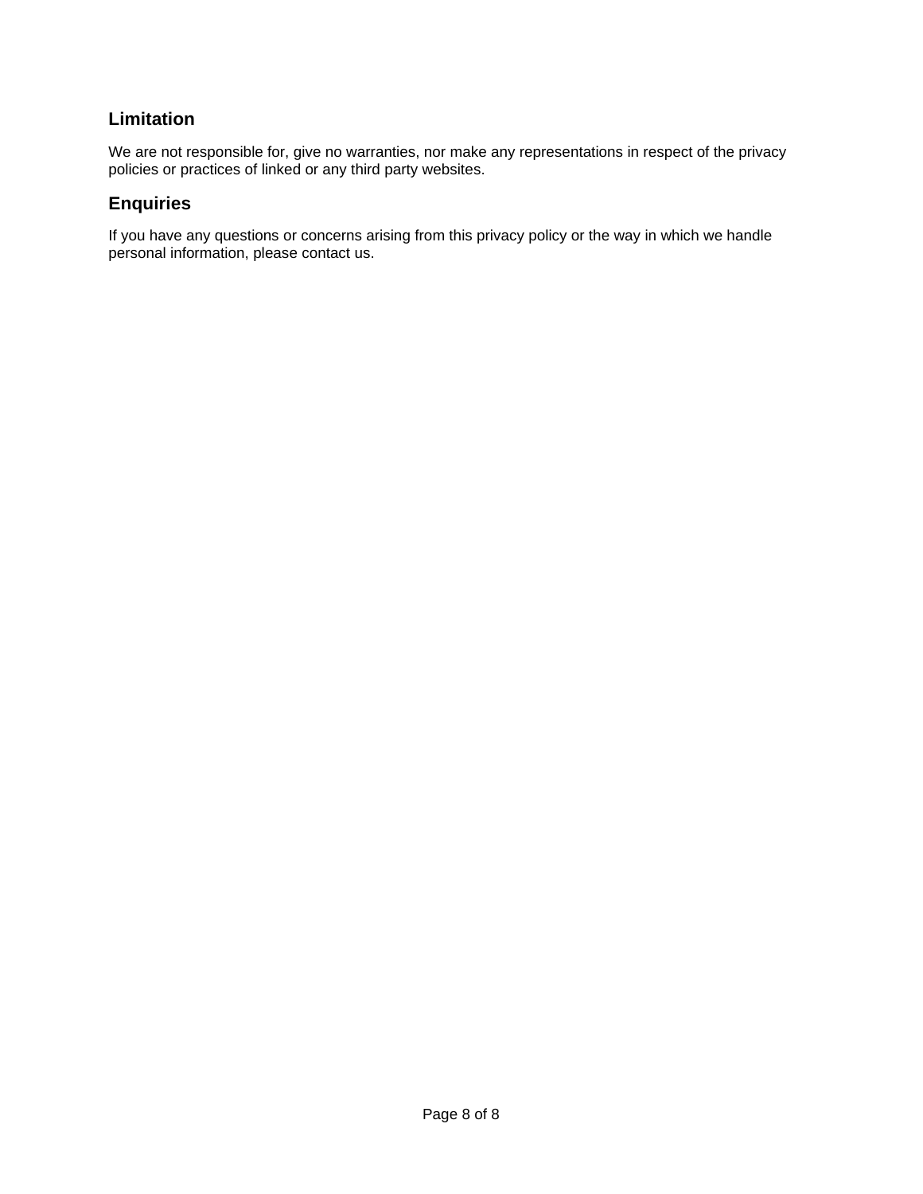## Limitation

We are not responsible for, give no warranties, nor make any representations in respect of the privacy policies or practices of linked or any third party websites.

## Enquiries

If you have any questions or concerns arising from this privacy policy or the way in which we handle personal information, please contact us.